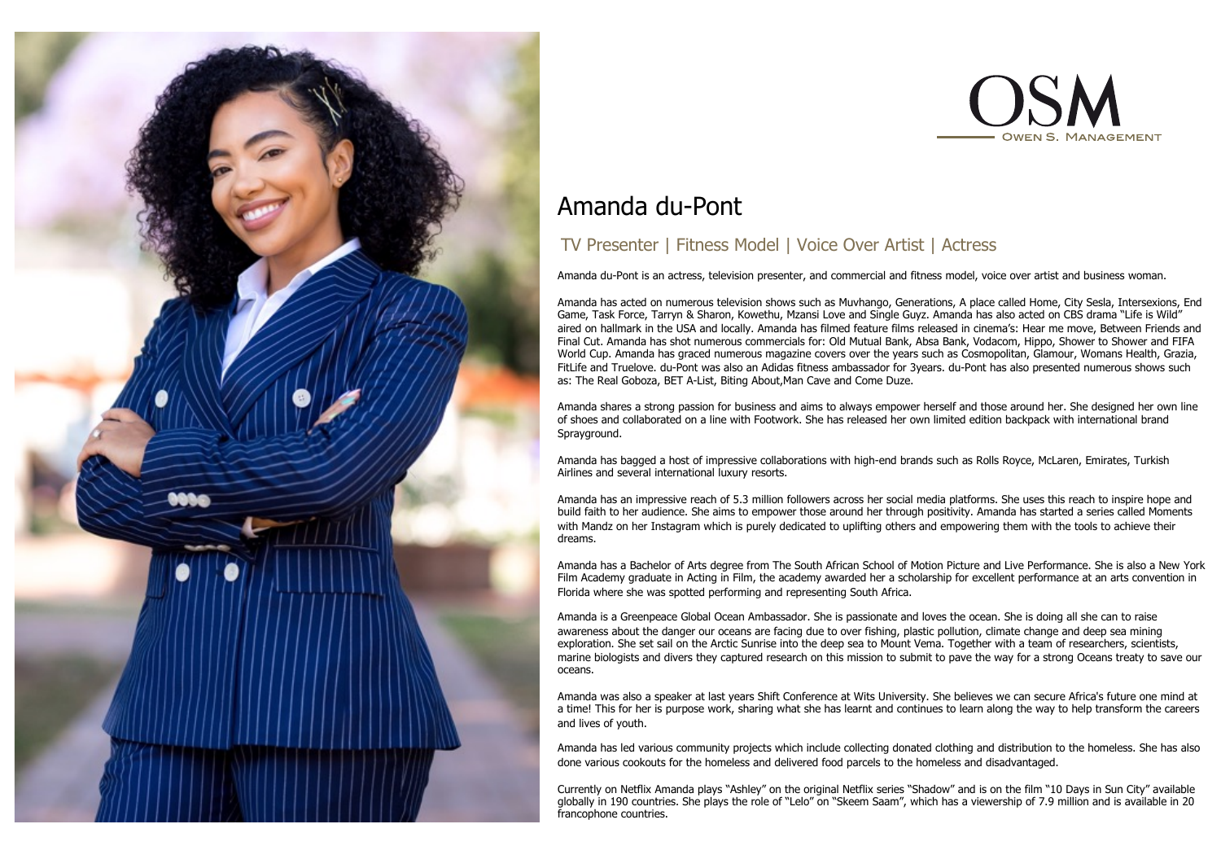OSM
OWEN S. MANAGEMENT

# Amanda du-Pont

## TV Presenter | Fitness Model | Voice Over Artist | Actress

Amanda du-Pont is an actress, television presenter, and commercial and fitness model, voice over artist and business woman.

Amanda has acted on numerous television shows such as Muvhango, Generations, A place called Home, City Sesla, Intersexions, End Game, Task Force, Tarryn & Sharon, Kowethu, Mzansi Love and Single Guyz. Amanda has also acted on CBS drama "Life is Wild" aired on hallmark in the USA and locally. Amanda has filmed feature films released in cinema's: Hear me move, Between Friends and Final Cut. Amanda has shot numerous commercials for: Old Mutual Bank, Absa Bank, Vodacom, Hippo, Shower to Shower and FIFA World Cup. Amanda has graced numerous magazine covers over the years such as Cosmopolitan, Glamour, Womans Health, Grazia, FitLife and Truelove. du-Pont was also an Adidas fitness ambassador for 3years. du-Pont has also presented numerous shows such as: The Real Goboza, BET A-List, Biting About,Man Cave and Come Duze.

Amanda shares a strong passion for business and aims to always empower herself and those around her. She designed her own line of shoes and collaborated on a line with Footwork. She has released her own limited edition backpack with international brand Sprayground.

Amanda has bagged a host of impressive collaborations with high-end brands such as Rolls Royce, McLaren, Emirates, Turkish Airlines and several international luxury resorts.

Amanda has an impressive reach of 5.3 million followers across her social media platforms. She uses this reach to inspire hope and build faith to her audience. She aims to empower those around her through positivity. Amanda has started a series called Moments with Mandz on her Instagram which is purely dedicated to uplifting others and empowering them with the tools to achieve their dreams.

Amanda has a Bachelor of Arts degree from The South African School of Motion Picture and Live Performance. She is also a New York Film Academy graduate in Acting in Film, the academy awarded her a scholarship for excellent performance at an arts convention in Florida where she was spotted performing and representing South Africa.

Amanda is a Greenpeace Global Ocean Ambassador. She is passionate and loves the ocean. She is doing all she can to raise awareness about the danger our oceans are facing due to over fishing, plastic pollution, climate change and deep sea mining exploration. She set sail on the Arctic Sunrise into the deep sea to Mount Vema. Together with a team of researchers, scientists, marine biologists and divers they captured research on this mission to submit to pave the way for a strong Oceans treaty to save our oceans.

Amanda was also a speaker at last years Shift Conference at Wits University. She believes we can secure Africa's future one mind at a time! This for her is purpose work, sharing what she has learnt and continues to learn along the way to help transform the careers and lives of youth.

Amanda has led various community projects which include collecting donated clothing and distribution to the homeless. She has also done various cookouts for the homeless and delivered food parcels to the homeless and disadvantaged.

Currently on Netflix Amanda plays "Ashley" on the original Netflix series "Shadow" and is on the film "10 Days in Sun City" available globally in 190 countries. She plays the role of "Lelo" on "Skeem Saam", which has a viewership of 7.9 million and is available in 20 francophone countries.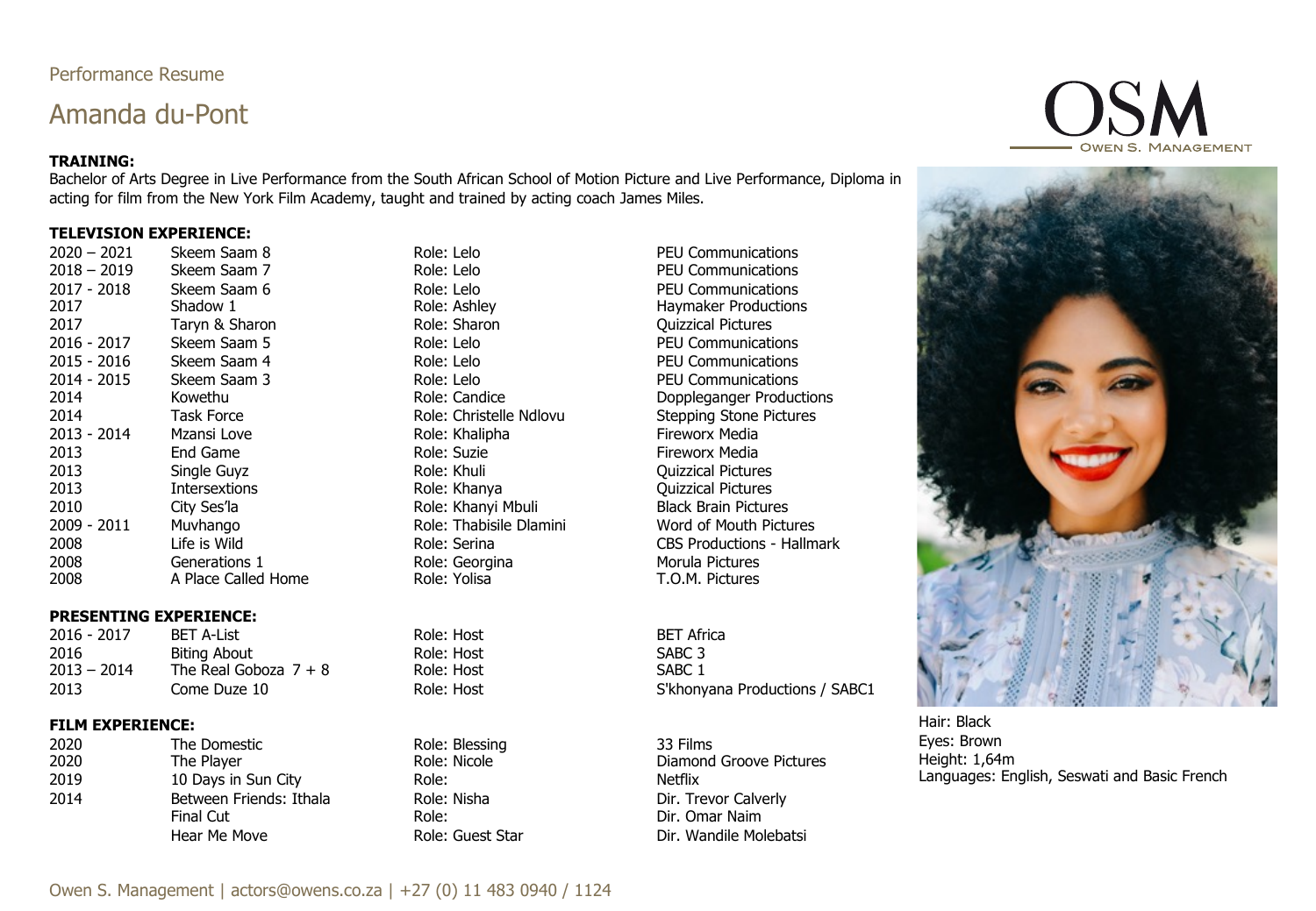Performance Resume

# Amanda du-Pont

OSM
OWEN S. MANAGEMENT

**TRAINING:**
Bachelor of Arts Degree in Live Performance from the South African School of Motion Picture and Live Performance, Diploma in acting for film from the New York Film Academy, taught and trained by acting coach James Miles.

**TELEVISION EXPERIENCE:**

| | | | |
|---|---|---|---|
| 2020 – 2021 | Skeem Saam 8 | Role: Lelo | PEU Communications |
| 2018 – 2019 | Skeem Saam 7 | Role: Lelo | PEU Communications |
| 2017 - 2018 | Skeem Saam 6 | Role: Lelo | PEU Communications |
| 2017 | Shadow 1 | Role: Ashley | Haymaker Productions |
| 2017 | Taryn & Sharon | Role: Sharon | Quizzical Pictures |
| 2016 - 2017 | Skeem Saam 5 | Role: Lelo | PEU Communications |
| 2015 - 2016 | Skeem Saam 4 | Role: Lelo | PEU Communications |
| 2014 - 2015 | Skeem Saam 3 | Role: Lelo | PEU Communications |
| 2014 | Kowethu | Role: Candice | Doppleganger Productions |
| 2014 | Task Force | Role: Christelle Ndlovu | Stepping Stone Pictures |
| 2013 - 2014 | Mzansi Love | Role: Khalipha | Fireworx Media |
| 2013 | End Game | Role: Suzie | Fireworx Media |
| 2013 | Single Guyz | Role: Khuli | Quizzical Pictures |
| 2013 | Intersextions | Role: Khanya | Quizzical Pictures |
| 2010 | City Ses'la | Role: Khanyi Mbuli | Black Brain Pictures |
| 2009 - 2011 | Muvhango | Role: Thabisile Dlamini | Word of Mouth Pictures |
| 2008 | Life is Wild | Role: Serina | CBS Productions - Hallmark |
| 2008 | Generations 1 | Role: Georgina | Morula Pictures |
| 2008 | A Place Called Home | Role: Yolisa | T.O.M. Pictures |

**PRESENTING EXPERIENCE:**

| | | | |
|---|---|---|---|
| 2016 - 2017 | BET A-List | Role: Host | BET Africa |
| 2016 | Biting About | Role: Host | SABC 3 |
| 2013 – 2014 | The Real Goboza 7 + 8 | Role: Host | SABC 1 |
| 2013 | Come Duze 10 | Role: Host | S'khonyana Productions / SABC1 |

**FILM EXPERIENCE:**

| | | | |
|---|---|---|---|
| 2020 | The Domestic | Role: Blessing | 33 Films |
| 2020 | The Player | Role: Nicole | Diamond Groove Pictures |
| 2019 | 10 Days in Sun City | Role: | Netflix |
| 2014 | Between Friends: Ithala | Role: Nisha | Dir. Trevor Calverly |
| | Final Cut | Role: | Dir. Omar Naim |
| | Hear Me Move | Role: Guest Star | Dir. Wandile Molebatsi |

Hair: Black
Eyes: Brown
Height: 1,64m
Languages: English, Seswati and Basic French

Owen S. Management | actors@owens.co.za | +27 (0) 11 483 0940 / 1124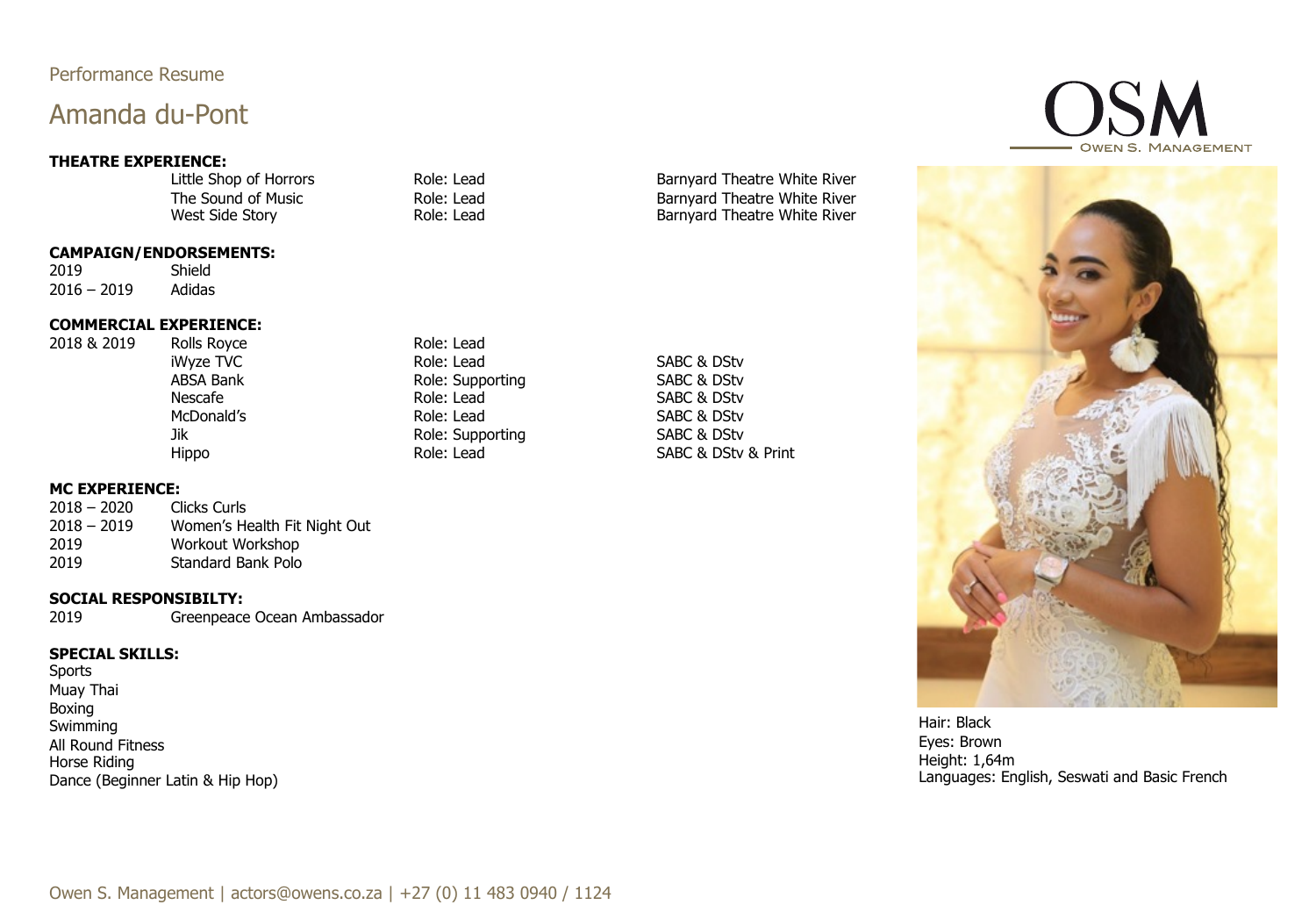Performance Resume

# Amanda du-Pont

OSM
OWEN S. MANAGEMENT

**THEATRE EXPERIENCE:**

| | | | |
|---|---|---|---|
| | Little Shop of Horrors | Role: Lead | Barnyard Theatre White River |
| | The Sound of Music | Role: Lead | Barnyard Theatre White River |
| | West Side Story | Role: Lead | Barnyard Theatre White River |

**CAMPAIGN/ENDORSEMENTS:**

| | |
|---|---|
| 2019 | Shield |
| 2016 – 2019 | Adidas |

**COMMERCIAL EXPERIENCE:**

| | | | |
|---|---|---|---|
| 2018 & 2019 | Rolls Royce | Role: Lead | |
| | iWyze TVC | Role: Lead | SABC & DStv |
| | ABSA Bank | Role: Supporting | SABC & DStv |
| | Nescafe | Role: Lead | SABC & DStv |
| | McDonald's | Role: Lead | SABC & DStv |
| | Jik | Role: Supporting | SABC & DStv |
| | Hippo | Role: Lead | SABC & DStv & Print |

**MC EXPERIENCE:**

| | |
|---|---|
| 2018 – 2020 | Clicks Curls |
| 2018 – 2019 | Women's Health Fit Night Out |
| 2019 | Workout Workshop |
| 2019 | Standard Bank Polo |

**SOCIAL RESPONSIBILTY:**

| | |
|---|---|
| 2019 | Greenpeace Ocean Ambassador |

**SPECIAL SKILLS:**

Sports
Muay Thai
Boxing
Swimming
All Round Fitness
Horse Riding
Dance (Beginner Latin & Hip Hop)

Hair: Black
Eyes: Brown
Height: 1,64m
Languages: English, Seswati and Basic French

Owen S. Management | actors@owens.co.za | +27 (0) 11 483 0940 / 1124